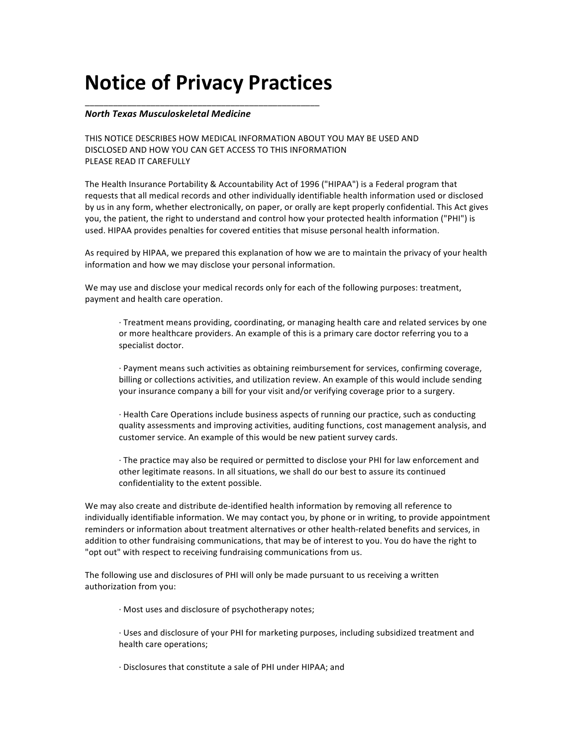# Notice of Privacy Practices

***North Texas Musculoskeletal Medicine***

THIS NOTICE DESCRIBES HOW MEDICAL INFORMATION ABOUT YOU MAY BE USED AND DISCLOSED AND HOW YOU CAN GET ACCESS TO THIS INFORMATION
PLEASE READ IT CAREFULLY

The Health Insurance Portability & Accountability Act of 1996 ("HIPAA") is a Federal program that requests that all medical records and other individually identifiable health information used or disclosed by us in any form, whether electronically, on paper, or orally are kept properly confidential. This Act gives you, the patient, the right to understand and control how your protected health information ("PHI") is used. HIPAA provides penalties for covered entities that misuse personal health information.

As required by HIPAA, we prepared this explanation of how we are to maintain the privacy of your health information and how we may disclose your personal information.

We may use and disclose your medical records only for each of the following purposes: treatment, payment and health care operation.

- Treatment means providing, coordinating, or managing health care and related services by one or more healthcare providers. An example of this is a primary care doctor referring you to a specialist doctor.

- Payment means such activities as obtaining reimbursement for services, confirming coverage, billing or collections activities, and utilization review. An example of this would include sending your insurance company a bill for your visit and/or verifying coverage prior to a surgery.

- Health Care Operations include business aspects of running our practice, such as conducting quality assessments and improving activities, auditing functions, cost management analysis, and customer service. An example of this would be new patient survey cards.

- The practice may also be required or permitted to disclose your PHI for law enforcement and other legitimate reasons. In all situations, we shall do our best to assure its continued confidentiality to the extent possible.

We may also create and distribute de-identified health information by removing all reference to individually identifiable information. We may contact you, by phone or in writing, to provide appointment reminders or information about treatment alternatives or other health-related benefits and services, in addition to other fundraising communications, that may be of interest to you. You do have the right to "opt out" with respect to receiving fundraising communications from us.

The following use and disclosures of PHI will only be made pursuant to us receiving a written authorization from you:

- Most uses and disclosure of psychotherapy notes;

- Uses and disclosure of your PHI for marketing purposes, including subsidized treatment and health care operations;

- Disclosures that constitute a sale of PHI under HIPAA; and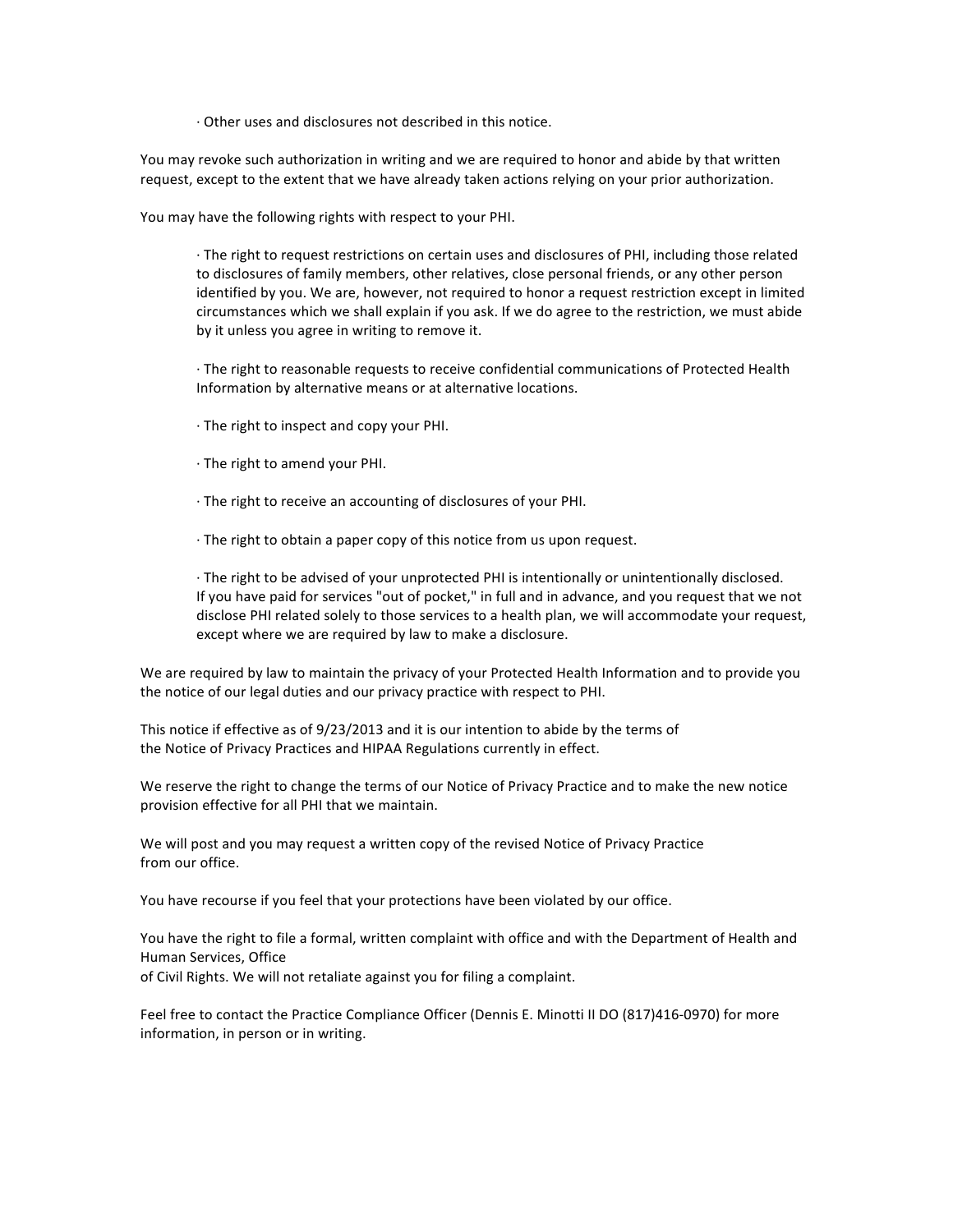· Other uses and disclosures not described in this notice.

You may revoke such authorization in writing and we are required to honor and abide by that written request, except to the extent that we have already taken actions relying on your prior authorization.

You may have the following rights with respect to your PHI.

- · The right to request restrictions on certain uses and disclosures of PHI, including those related to disclosures of family members, other relatives, close personal friends, or any other person identified by you. We are, however, not required to honor a request restriction except in limited circumstances which we shall explain if you ask. If we do agree to the restriction, we must abide by it unless you agree in writing to remove it.

- · The right to reasonable requests to receive confidential communications of Protected Health Information by alternative means or at alternative locations.

- · The right to inspect and copy your PHI.

- · The right to amend your PHI.

- · The right to receive an accounting of disclosures of your PHI.

- · The right to obtain a paper copy of this notice from us upon request.

- · The right to be advised of your unprotected PHI is intentionally or unintentionally disclosed. If you have paid for services "out of pocket," in full and in advance, and you request that we not disclose PHI related solely to those services to a health plan, we will accommodate your request, except where we are required by law to make a disclosure.

We are required by law to maintain the privacy of your Protected Health Information and to provide you the notice of our legal duties and our privacy practice with respect to PHI.

This notice if effective as of 9/23/2013 and it is our intention to abide by the terms of the Notice of Privacy Practices and HIPAA Regulations currently in effect.

We reserve the right to change the terms of our Notice of Privacy Practice and to make the new notice provision effective for all PHI that we maintain.

We will post and you may request a written copy of the revised Notice of Privacy Practice from our office.

You have recourse if you feel that your protections have been violated by our office.

You have the right to file a formal, written complaint with office and with the Department of Health and Human Services, Office of Civil Rights. We will not retaliate against you for filing a complaint.

Feel free to contact the Practice Compliance Officer (Dennis E. Minotti II DO (817)416-0970) for more information, in person or in writing.